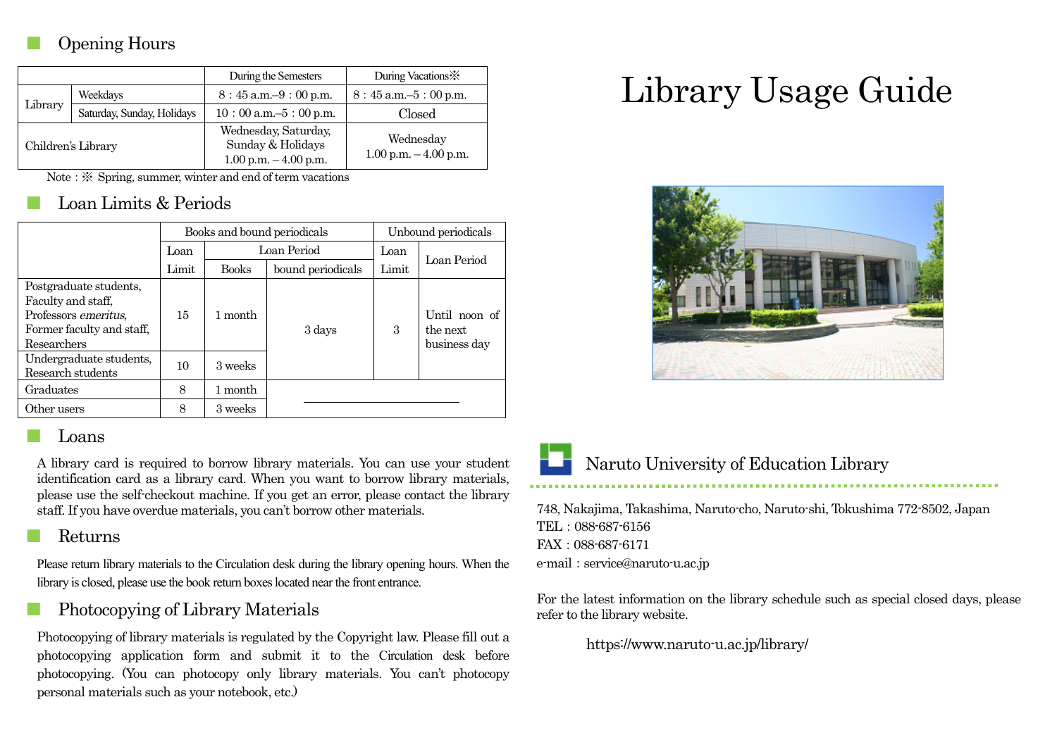## Opening Hours

| | | During the Semesters | During Vacations※ |
|---|---|---|---|
| Library | Weekdays | 8：45 a.m.–9：00 p.m. | 8：45 a.m.–5：00 p.m. |
| | Saturday, Sunday, Holidays | 10：00 a.m.–5：00 p.m. | Closed |
| Children's Library | | Wednesday, Saturday, Sunday & Holidays 1.00 p.m. – 4.00 p.m. | Wednesday 1.00 p.m. – 4.00 p.m. |

Note：※ Spring, summer, winter and end of term vacations

## Loan Limits & Periods

| | Books and bound periodicals | | | Unbound periodicals | |
|---|---|---|---|---|---|
| | Loan Limit | Loan Period | | Loan Limit | Loan Period |
| | | Books | bound periodicals | | |
| Postgraduate students, Faculty and staff, Professors *emeritus*, Former faculty and staff, Researchers | 15 | 1 month | 3 days | 3 | Until noon of the next business day |
| Undergraduate students, Research students | 10 | 3 weeks | | | |
| Graduates | 8 | 1 month | ― | ― | ― |
| Other users | 8 | 3 weeks | ― | ― | ― |

## Loans

A library card is required to borrow library materials. You can use your student identification card as a library card. When you want to borrow library materials, please use the self-checkout machine. If you get an error, please contact the library staff. If you have overdue materials, you can't borrow other materials.

## Returns

Please return library materials to the Circulation desk during the library opening hours. When the library is closed, please use the book return boxes located near the front entrance.

## Photocopying of Library Materials

Photocopying of library materials is regulated by the Copyright law. Please fill out a photocopying application form and submit it to the Circulation desk before photocopying. (You can photocopy only library materials. You can't photocopy personal materials such as your notebook, etc.)

# Library Usage Guide

## Naruto University of Education Library

748, Nakajima, Takashima, Naruto-cho, Naruto-shi, Tokushima 772-8502, Japan
TEL：088-687-6156
FAX：088-687-6171
e-mail：service@naruto-u.ac.jp

For the latest information on the library schedule such as special closed days, please refer to the library website.

https://www.naruto-u.ac.jp/library/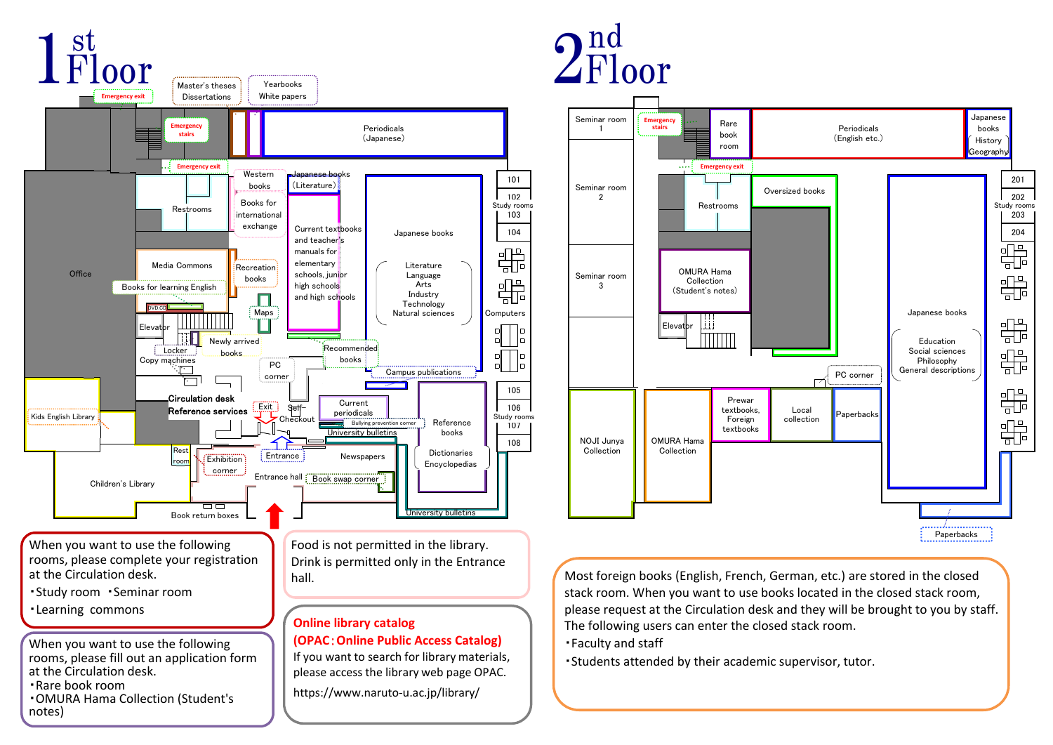# 1st Floor

Master's theses
Dissertations

Yearbooks
White papers

Emergency exit

Emergency stairs

Periodicals
(Japanese)

Emergency exit

Western books

Japanese books
(Literature)

Books for international exchange

Restrooms

101
102
Study rooms
103
104

Current textbooks and teacher's manuals for elementary schools, junior high schools and high schools

Japanese books

Literature
Language
Arts
Industry
Technology
Natural sciences

Office

Media Commons

Recreation books

Books for learning English

DVD,CD

Maps

Computers

Elevator

Newly arrived books

Locker

Copy machines

PC corner

Recommended books

Campus publications

Circulation desk
Reference services

Exit

Self-Checkout

Current periodicals

Bullying prevention corner

University bulletins

105
106
Study rooms
107
108

Reference books

Dictionaries
Encyclopedias

Kids English Library

Rest room

Exhibition corner

Entrance

Newspapers

Children's Library

Entrance hall

Book swap corner

University bulletins

Book return boxes

# 2nd Floor

Seminar room 1

Emergency stairs

Rare book room

Periodicals
(English etc.)

Japanese books
History
Geography

Emergency exit

Seminar room 2

Restrooms

Oversized books

201
202
Study rooms
203
204

Seminar room 3

OMURA Hama Collection
(Student's notes)

Elevator

Japanese books

Education
Social sciences
Philosophy
General descriptions

PC corner

NOJI Junya Collection

OMURA Hama Collection

Prewar textbooks, Foreign textbooks

Local collection

Paperbacks

Paperbacks

---

When you want to use the following rooms, please complete your registration at the Circulation desk.

- Study room ・Seminar room
- Learning commons

Food is not permitted in the library.
Drink is permitted only in the Entrance hall.

When you want to use the following rooms, please fill out an application form at the Circulation desk.

- Rare book room
- OMURA Hama Collection (Student's notes)

**Online library catalog**
**(OPAC：Online Public Access Catalog)**
If you want to search for library materials, please access the library web page OPAC.
https://www.naruto-u.ac.jp/library/

Most foreign books (English, French, German, etc.) are stored in the closed stack room. When you want to use books located in the closed stack room, please request at the Circulation desk and they will be brought to you by staff.
The following users can enter the closed stack room.

- Faculty and staff
- Students attended by their academic supervisor, tutor.